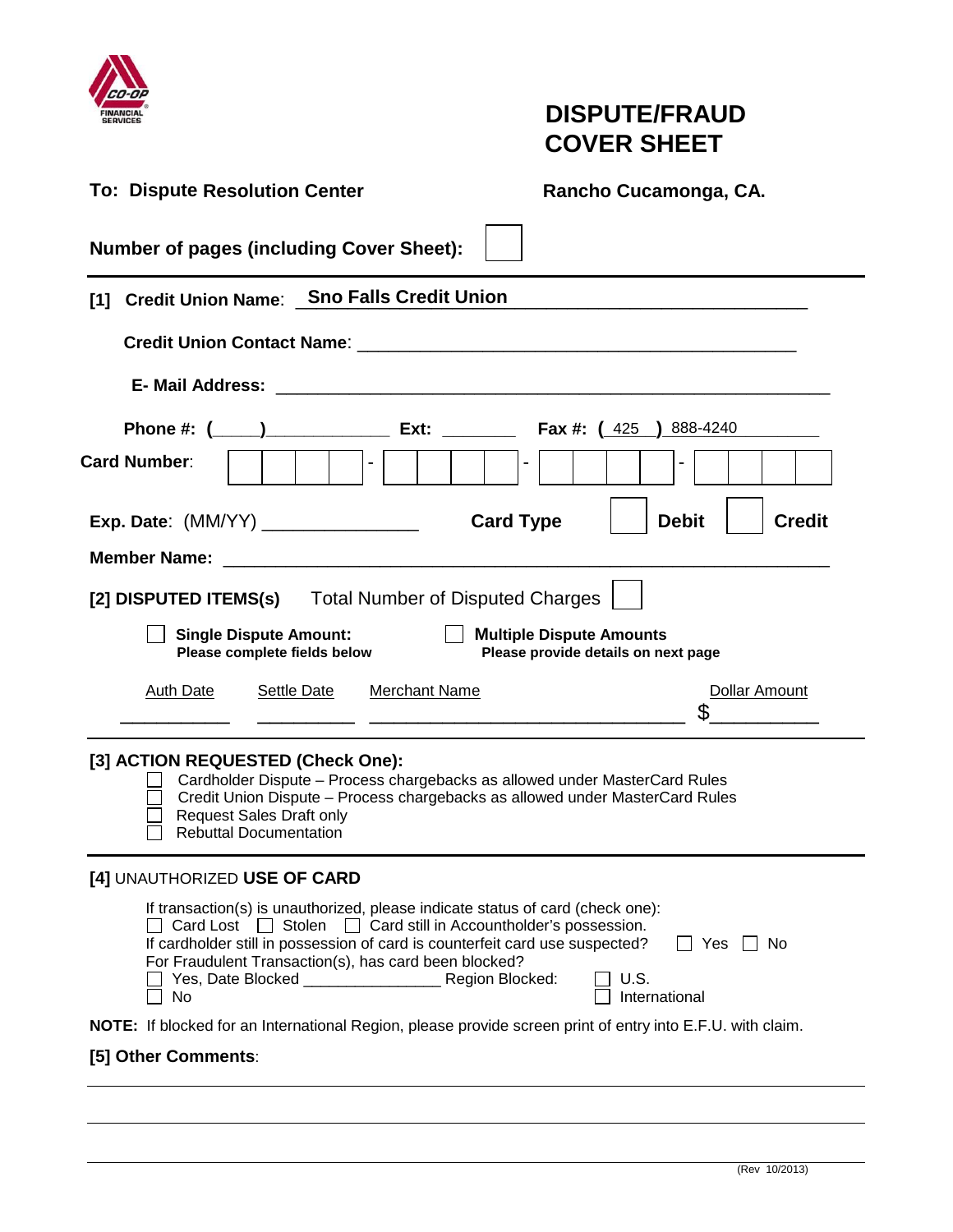CO-OP FINANCIAL SERVICES

# DISPUTE/FRAUD COVER SHEET

**To: Dispute Resolution Center** **Rancho Cucamonga, CA.**

**Number of pages (including Cover Sheet):** ☐

---

**[1] Credit Union Name**: **Sno Falls Credit Union**

**Credit Union Contact Name**: ____________________

**E- Mail Address:** ____________________

**Phone #: (____)__________ Ext: ________** **Fax #: ( 425 )** 888-4240

**Card Number**: ☐☐☐☐ - ☐☐☐☐ - ☐☐☐☐ - ☐☐☐☐

**Exp. Date**: (MM/YY) ______________ **Card Type** ☐ **Debit** ☐ **Credit**

**Member Name:** ____________________

**[2] DISPUTED ITEMS(s)** Total Number of Disputed Charges ☐

☐ **Single Dispute Amount:** **Please complete fields below**

☐ **Multiple Dispute Amounts** **Please provide details on next page**

| Auth Date | Settle Date | Merchant Name | Dollar Amount |
|---|---|---|---|
| ________ | ________ | ____________________ | $________ |

---

**[3] ACTION REQUESTED (Check One):**

- ☐ Cardholder Dispute – Process chargebacks as allowed under MasterCard Rules
- ☐ Credit Union Dispute – Process chargebacks as allowed under MasterCard Rules
- ☐ Request Sales Draft only
- ☐ Rebuttal Documentation

---

**[4]** UNAUTHORIZED **USE OF CARD**

If transaction(s) is unauthorized, please indicate status of card (check one):
☐ Card Lost ☐ Stolen ☐ Card still in Accountholder's possession.
If cardholder still in possession of card is counterfeit card use suspected? ☐ Yes ☐ No
For Fraudulent Transaction(s), has card been blocked?
☐ Yes, Date Blocked ______________ Region Blocked: ☐ U.S.
☐ No ☐ International

**NOTE:** If blocked for an International Region, please provide screen print of entry into E.F.U. with claim.

**[5] Other Comments**:

____________________________________________

____________________________________________

(Rev 10/2013)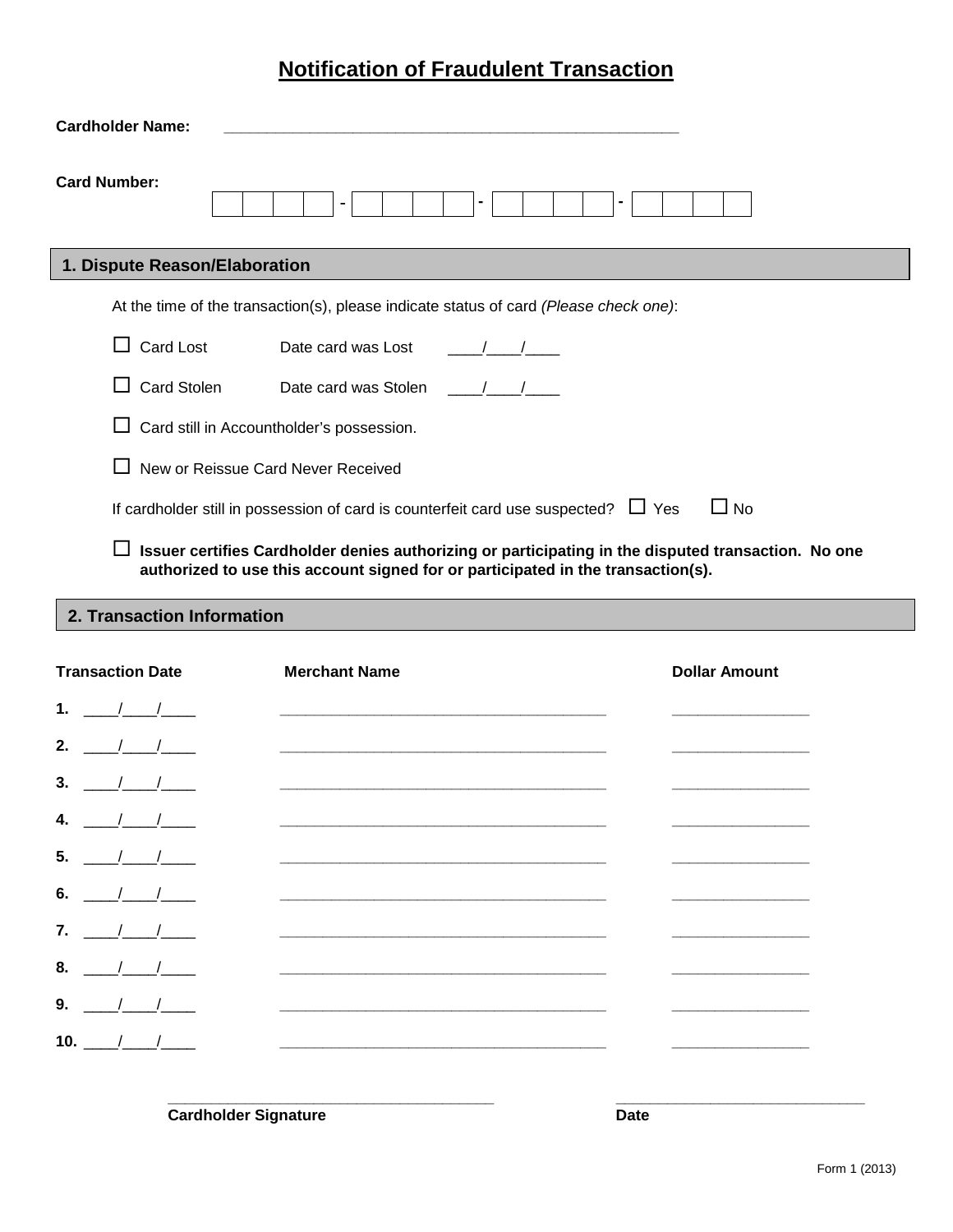# Notification of Fraudulent Transaction

**Cardholder Name:** ____________________________________________________

**Card Number:** | | | | | - | | | | | - | | | | | - | | | | |

## 1. Dispute Reason/Elaboration

At the time of the transaction(s), please indicate status of card *(Please check one)*:

☐ Card Lost Date card was Lost ____/____/____

☐ Card Stolen Date card was Stolen ____/____/____

☐ Card still in Accountholder's possession.

☐ New or Reissue Card Never Received

If cardholder still in possession of card is counterfeit card use suspected? ☐ Yes ☐ No

☐ **Issuer certifies Cardholder denies authorizing or participating in the disputed transaction. No one authorized to use this account signed for or participated in the transaction(s).**

## 2. Transaction Information

| | Transaction Date | Merchant Name | Dollar Amount |
|---|---|---|---|
| **1.** | ____/____/____ | ______________________________________ | ________________ |
| **2.** | ____/____/____ | ______________________________________ | ________________ |
| **3.** | ____/____/____ | ______________________________________ | ________________ |
| **4.** | ____/____/____ | ______________________________________ | ________________ |
| **5.** | ____/____/____ | ______________________________________ | ________________ |
| **6.** | ____/____/____ | ______________________________________ | ________________ |
| **7.** | ____/____/____ | ______________________________________ | ________________ |
| **8.** | ____/____/____ | ______________________________________ | ________________ |
| **9.** | ____/____/____ | ______________________________________ | ________________ |
| **10.** | ____/____/____ | ______________________________________ | ________________ |

______________________________________ ____________________________

**Cardholder Signature** **Date**

Form 1 (2013)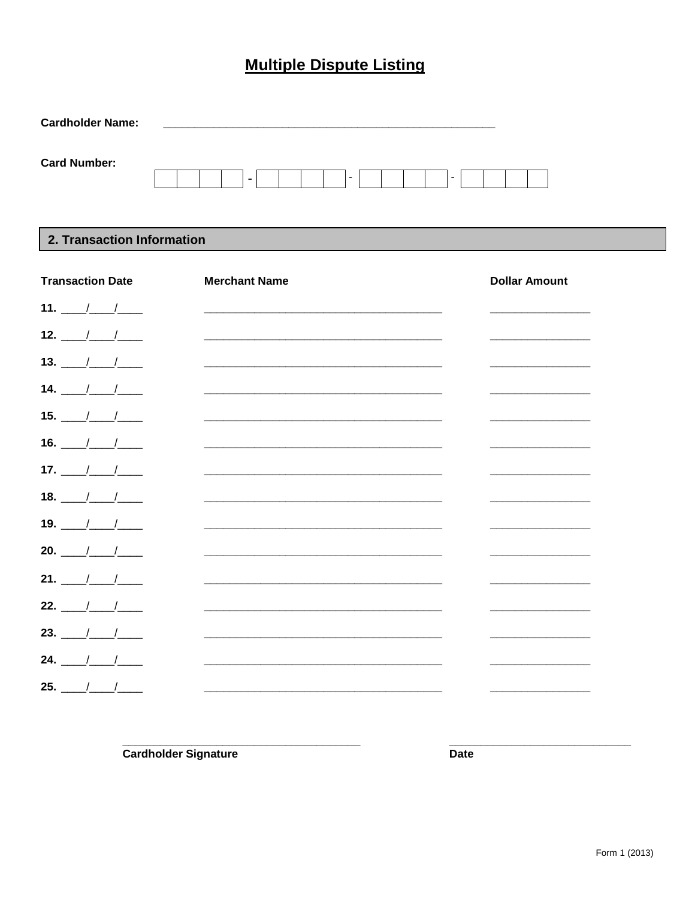# Multiple Dispute Listing

**Cardholder Name:** ______________________________________________

**Card Number:** | | | | | - | | | | | - | | | | | - | | | | |

## 2. Transaction Information

| Transaction Date | Merchant Name | Dollar Amount |
|---|---|---|
| 11. \_\_\_\_/\_\_\_\_/\_\_\_\_ | ________________________________ | ______________ |
| 12. \_\_\_\_/\_\_\_\_/\_\_\_\_ | ________________________________ | ______________ |
| 13. \_\_\_\_/\_\_\_\_/\_\_\_\_ | ________________________________ | ______________ |
| 14. \_\_\_\_/\_\_\_\_/\_\_\_\_ | ________________________________ | ______________ |
| 15. \_\_\_\_/\_\_\_\_/\_\_\_\_ | ________________________________ | ______________ |
| 16. \_\_\_\_/\_\_\_\_/\_\_\_\_ | ________________________________ | ______________ |
| 17. \_\_\_\_/\_\_\_\_/\_\_\_\_ | ________________________________ | ______________ |
| 18. \_\_\_\_/\_\_\_\_/\_\_\_\_ | ________________________________ | ______________ |
| 19. \_\_\_\_/\_\_\_\_/\_\_\_\_ | ________________________________ | ______________ |
| 20. \_\_\_\_/\_\_\_\_/\_\_\_\_ | ________________________________ | ______________ |
| 21. \_\_\_\_/\_\_\_\_/\_\_\_\_ | ________________________________ | ______________ |
| 22. \_\_\_\_/\_\_\_\_/\_\_\_\_ | ________________________________ | ______________ |
| 23. \_\_\_\_/\_\_\_\_/\_\_\_\_ | ________________________________ | ______________ |
| 24. \_\_\_\_/\_\_\_\_/\_\_\_\_ | ________________________________ | ______________ |
| 25. \_\_\_\_/\_\_\_\_/\_\_\_\_ | ________________________________ | ______________ |

________________________________ **Cardholder Signature**

________________________ **Date**

Form 1 (2013)